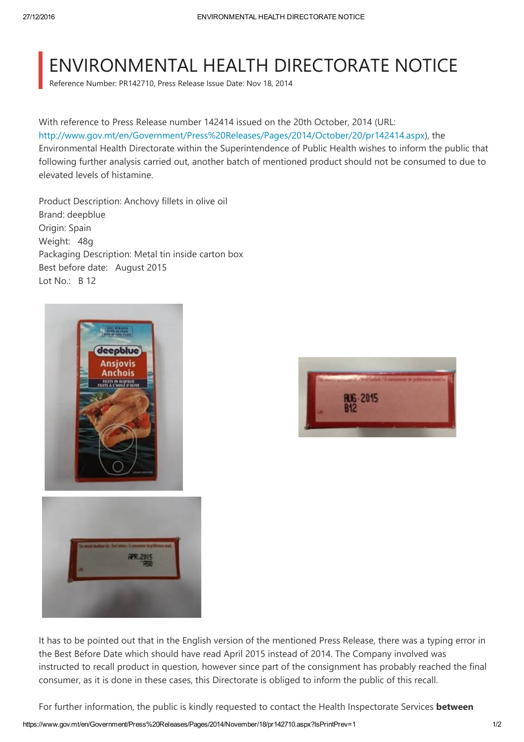# ENVIRONMENTAL HEALTH DIRECTORATE NOTICE

Reference Number: PR142710, Press Release Issue Date: Nov 18, 2014

With reference to Press Release number 142414 issued on the 20th October, 2014 (URL: http://www.gov.mt/en/Government/Press%20Releases/Pages/2014/October/20/pr142414.aspx), the Environmental Health Directorate within the Superintendence of Public Health wishes to inform the public that following further analysis carried out, another batch of mentioned product should not be consumed to due to elevated levels of histamine.

Product Description: Anchovy fillets in olive oil
Brand: deepblue
Origin: Spain
Weight: 48g
Packaging Description: Metal tin inside carton box
Best before date: August 2015
Lot No.: B 12

It has to be pointed out that in the English version of the mentioned Press Release, there was a typing error in the Best Before Date which should have read April 2015 instead of 2014. The Company involved was instructed to recall product in question, however since part of the consignment has probably reached the final consumer, as it is done in these cases, this Directorate is obliged to inform the public of this recall.

For further information, the public is kindly requested to contact the Health Inspectorate Services **between**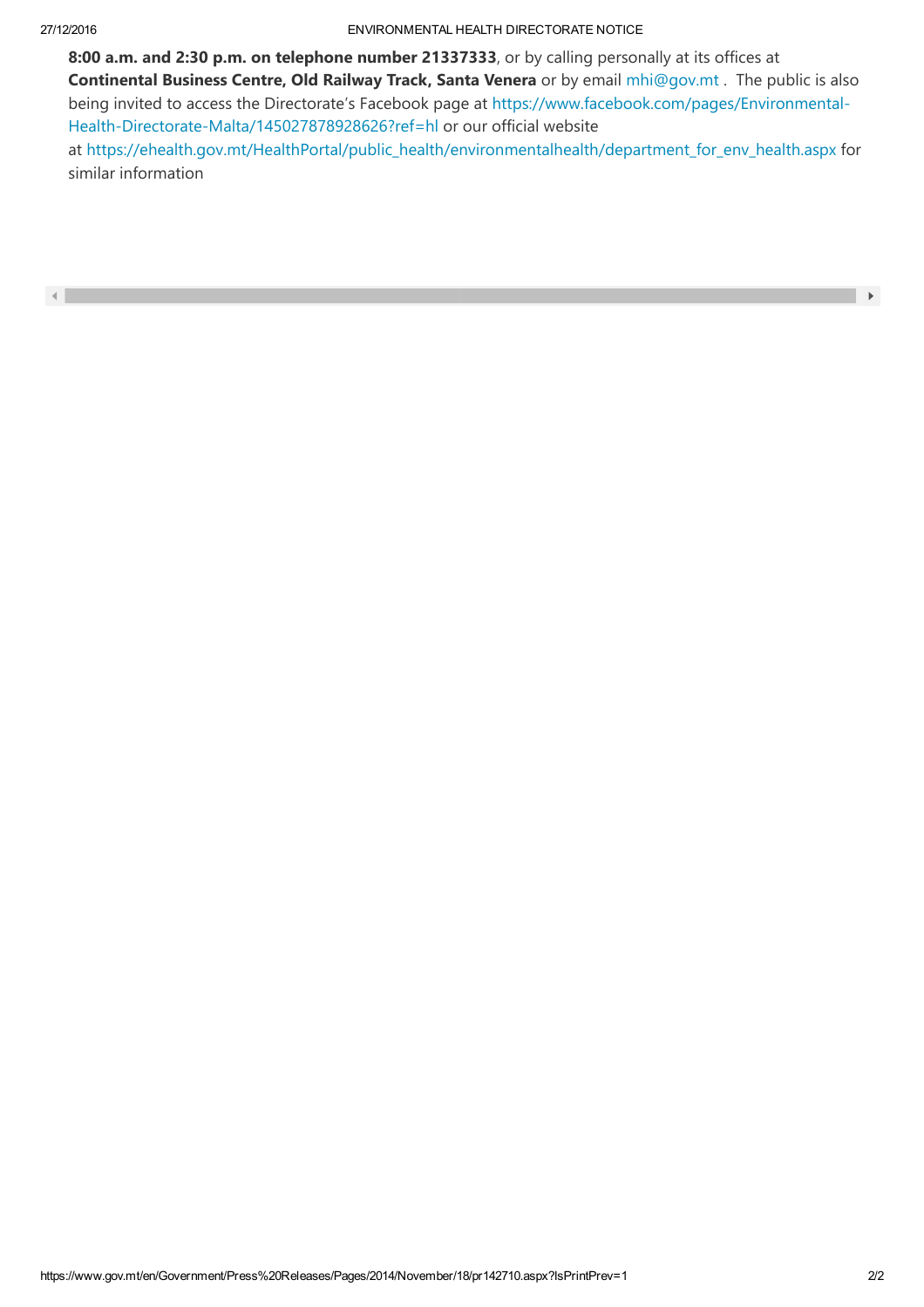**8:00 a.m. and 2:30 p.m. on telephone number 21337333**, or by calling personally at its offices at **Continental Business Centre, Old Railway Track, Santa Venera** or by email mhi@gov.mt . The public is also being invited to access the Directorate's Facebook page at https://www.facebook.com/pages/Environmental-Health-Directorate-Malta/145027878928626?ref=hl or our official website at https://ehealth.gov.mt/HealthPortal/public_health/environmentalhealth/department_for_env_health.aspx for similar information